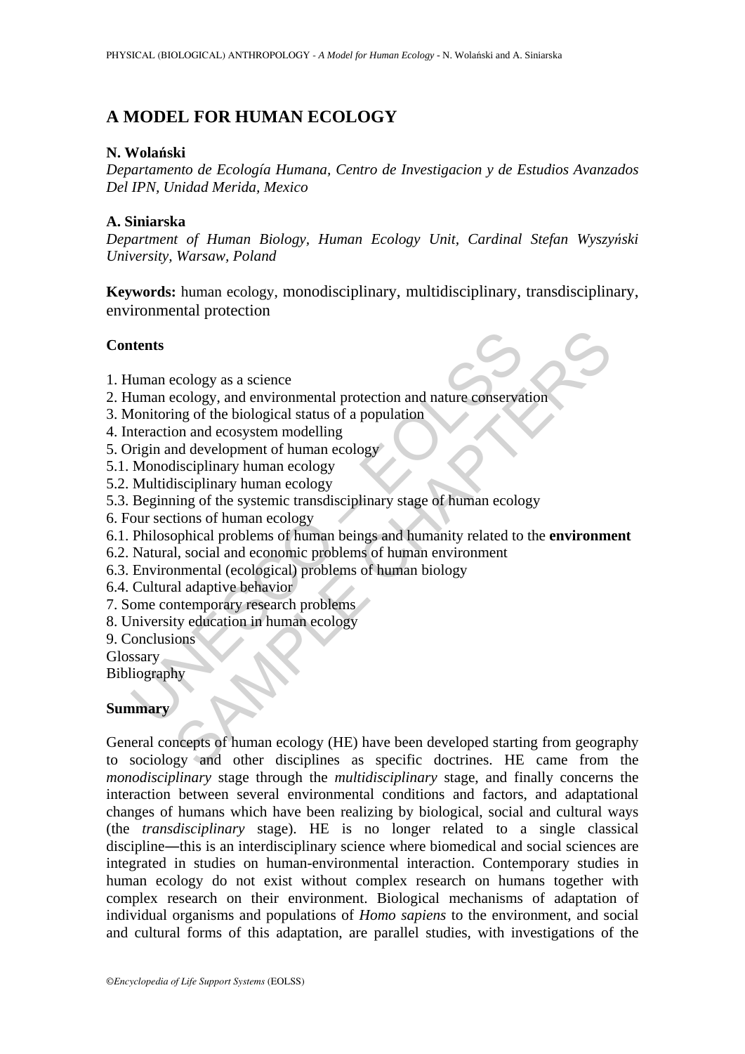# A MODEL FOR HUMAN ECOLOGY

**N. Wolański**

*Departamento de Ecología Humana, Centro de Investigacion y de Estudios Avanzados Del IPN, Unidad Merida, Mexico*

**A. Siniarska**

*Department of Human Biology, Human Ecology Unit, Cardinal Stefan Wyszyński University, Warsaw, Poland*

**Keywords:** human ecology, monodisciplinary, multidisciplinary, transdisciplinary, environmental protection

## Contents

1. Human ecology as a science
2. Human ecology, and environmental protection and nature conservation
3. Monitoring of the biological status of a population
4. Interaction and ecosystem modelling
5. Origin and development of human ecology
5.1. Monodisciplinary human ecology
5.2. Multidisciplinary human ecology
5.3. Beginning of the systemic transdisciplinary stage of human ecology
6. Four sections of human ecology
6.1. Philosophical problems of human beings and humanity related to the **environment**
6.2. Natural, social and economic problems of human environment
6.3. Environmental (ecological) problems of human biology
6.4. Cultural adaptive behavior
7. Some contemporary research problems
8. University education in human ecology
9. Conclusions

Glossary

Bibliography

## Summary

General concepts of human ecology (HE) have been developed starting from geography to sociology and other disciplines as specific doctrines. HE came from the *monodisciplinary* stage through the *multidisciplinary* stage, and finally concerns the interaction between several environmental conditions and factors, and adaptational changes of humans which have been realizing by biological, social and cultural ways (the *transdisciplinary* stage). HE is no longer related to a single classical discipline—this is an interdisciplinary science where biomedical and social sciences are integrated in studies on human-environmental interaction. Contemporary studies in human ecology do not exist without complex research on humans together with complex research on their environment. Biological mechanisms of adaptation of individual organisms and populations of *Homo sapiens* to the environment, and social and cultural forms of this adaptation, are parallel studies, with investigations of the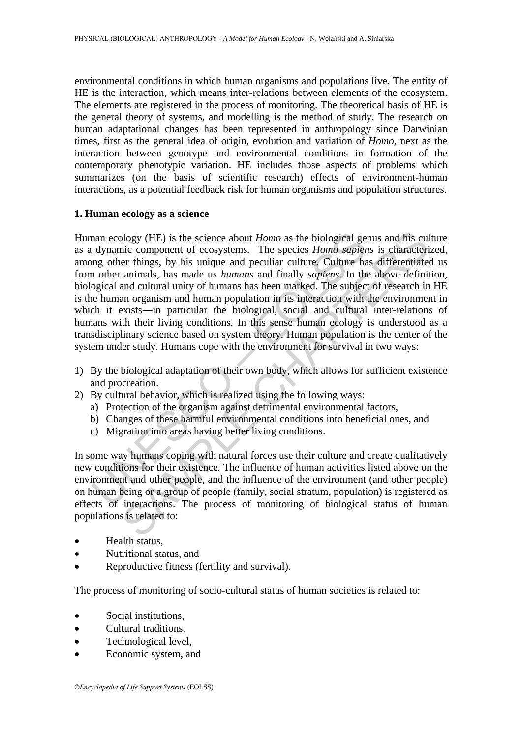environmental conditions in which human organisms and populations live. The entity of HE is the interaction, which means inter-relations between elements of the ecosystem. The elements are registered in the process of monitoring. The theoretical basis of HE is the general theory of systems, and modelling is the method of study. The research on human adaptational changes has been represented in anthropology since Darwinian times, first as the general idea of origin, evolution and variation of *Homo*, next as the interaction between genotype and environmental conditions in formation of the contemporary phenotypic variation. HE includes those aspects of problems which summarizes (on the basis of scientific research) effects of environment-human interactions, as a potential feedback risk for human organisms and population structures.

## 1. Human ecology as a science

Human ecology (HE) is the science about *Homo* as the biological genus and his culture as a dynamic component of ecosystems. The species *Homo sapiens* is characterized, among other things, by his unique and peculiar culture. Culture has differentiated us from other animals, has made us *humans* and finally *sapiens*. In the above definition, biological and cultural unity of humans has been marked. The subject of research in HE is the human organism and human population in its interaction with the environment in which it exists—in particular the biological, social and cultural inter-relations of humans with their living conditions. In this sense human ecology is understood as a transdisciplinary science based on system theory. Human population is the center of the system under study. Humans cope with the environment for survival in two ways:

1) By the biological adaptation of their own body, which allows for sufficient existence and procreation.
2) By cultural behavior, which is realized using the following ways:
   a) Protection of the organism against detrimental environmental factors,
   b) Changes of these harmful environmental conditions into beneficial ones, and
   c) Migration into areas having better living conditions.

In some way humans coping with natural forces use their culture and create qualitatively new conditions for their existence. The influence of human activities listed above on the environment and other people, and the influence of the environment (and other people) on human being or a group of people (family, social stratum, population) is registered as effects of interactions. The process of monitoring of biological status of human populations is related to:

- Health status,
- Nutritional status, and
- Reproductive fitness (fertility and survival).

The process of monitoring of socio-cultural status of human societies is related to:

- Social institutions,
- Cultural traditions,
- Technological level,
- Economic system, and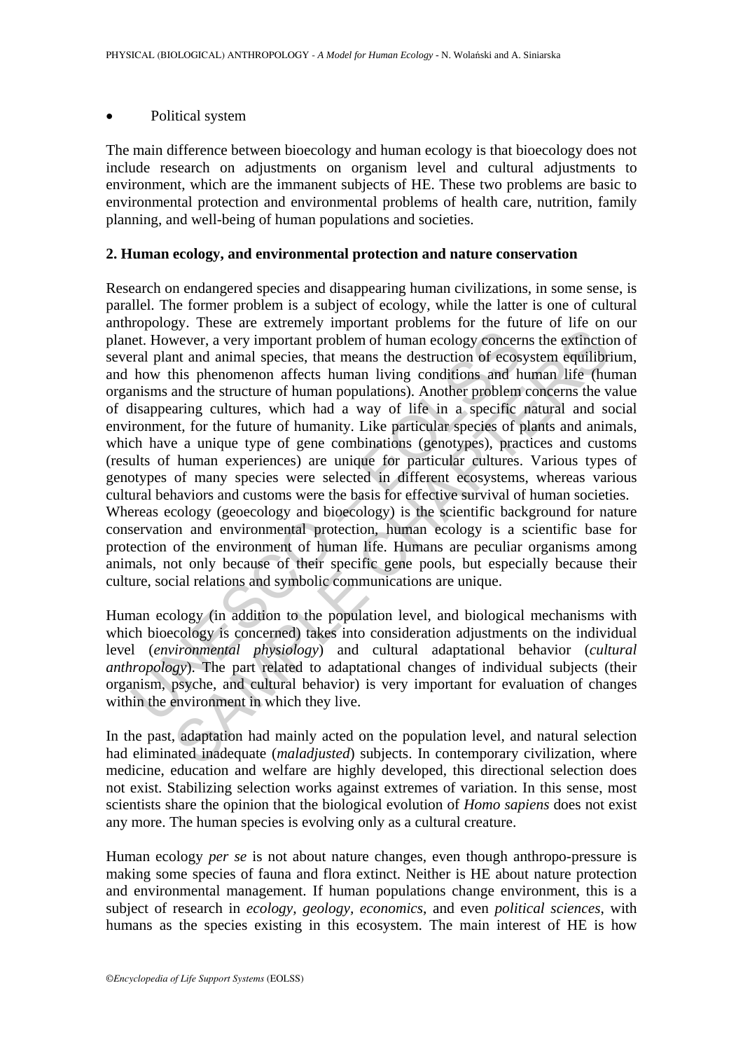- Political system

The main difference between bioecology and human ecology is that bioecology does not include research on adjustments on organism level and cultural adjustments to environment, which are the immanent subjects of HE. These two problems are basic to environmental protection and environmental problems of health care, nutrition, family planning, and well-being of human populations and societies.

## 2. Human ecology, and environmental protection and nature conservation

Research on endangered species and disappearing human civilizations, in some sense, is parallel. The former problem is a subject of ecology, while the latter is one of cultural anthropology. These are extremely important problems for the future of life on our planet. However, a very important problem of human ecology concerns the extinction of several plant and animal species, that means the destruction of ecosystem equilibrium, and how this phenomenon affects human living conditions and human life (human organisms and the structure of human populations). Another problem concerns the value of disappearing cultures, which had a way of life in a specific natural and social environment, for the future of humanity. Like particular species of plants and animals, which have a unique type of gene combinations (genotypes), practices and customs (results of human experiences) are unique for particular cultures. Various types of genotypes of many species were selected in different ecosystems, whereas various cultural behaviors and customs were the basis for effective survival of human societies.
Whereas ecology (geoecology and bioecology) is the scientific background for nature conservation and environmental protection, human ecology is a scientific base for protection of the environment of human life. Humans are peculiar organisms among animals, not only because of their specific gene pools, but especially because their culture, social relations and symbolic communications are unique.

Human ecology (in addition to the population level, and biological mechanisms with which bioecology is concerned) takes into consideration adjustments on the individual level (*environmental physiology*) and cultural adaptational behavior (*cultural anthropology*). The part related to adaptational changes of individual subjects (their organism, psyche, and cultural behavior) is very important for evaluation of changes within the environment in which they live.

In the past, adaptation had mainly acted on the population level, and natural selection had eliminated inadequate (*maladjusted*) subjects. In contemporary civilization, where medicine, education and welfare are highly developed, this directional selection does not exist. Stabilizing selection works against extremes of variation. In this sense, most scientists share the opinion that the biological evolution of *Homo sapiens* does not exist any more. The human species is evolving only as a cultural creature.

Human ecology *per se* is not about nature changes, even though anthropo-pressure is making some species of fauna and flora extinct. Neither is HE about nature protection and environmental management. If human populations change environment, this is a subject of research in *ecology, geology, economics*, and even *political sciences*, with humans as the species existing in this ecosystem. The main interest of HE is how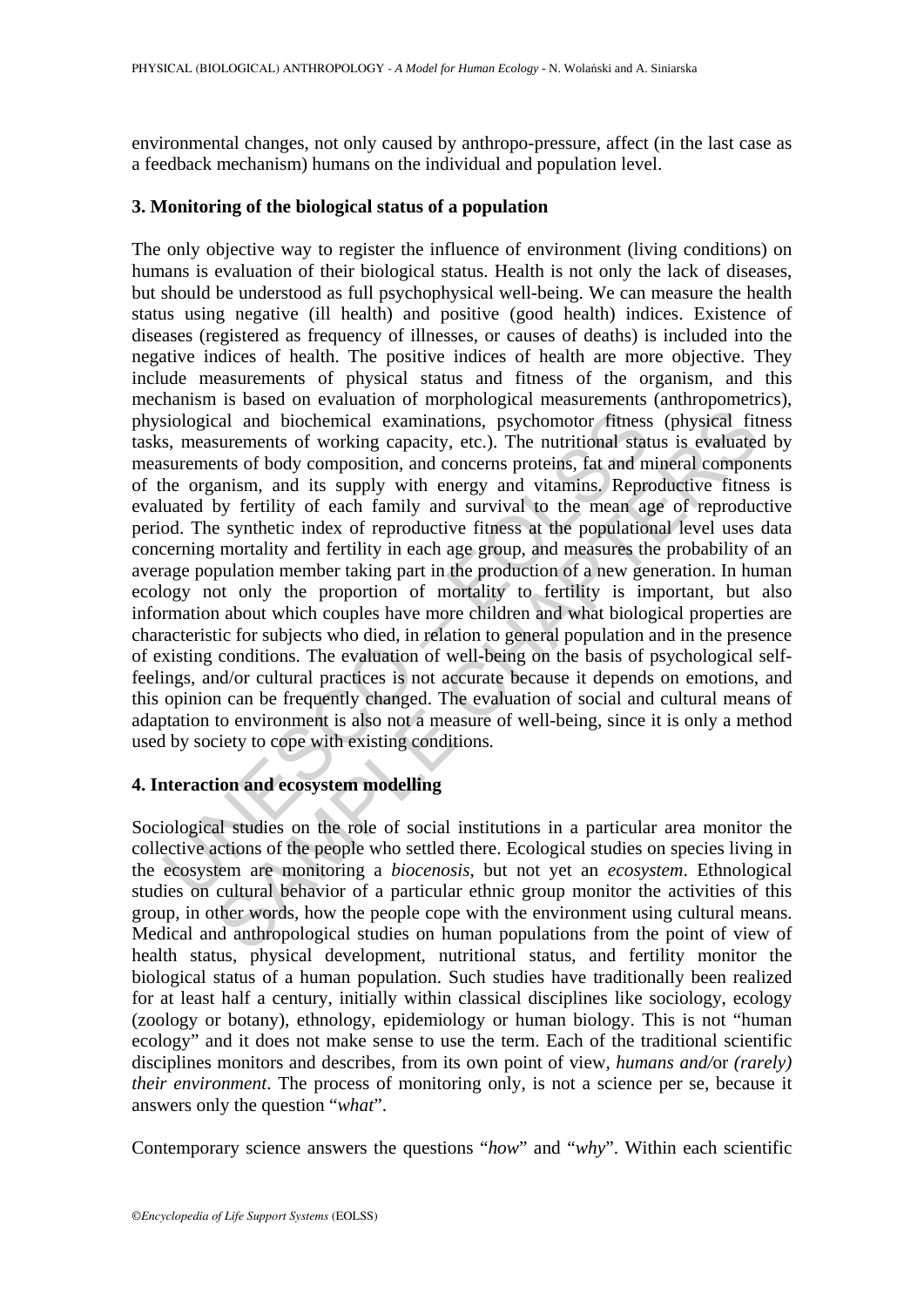environmental changes, not only caused by anthropo-pressure, affect (in the last case as a feedback mechanism) humans on the individual and population level.

## 3. Monitoring of the biological status of a population

The only objective way to register the influence of environment (living conditions) on humans is evaluation of their biological status. Health is not only the lack of diseases, but should be understood as full psychophysical well-being. We can measure the health status using negative (ill health) and positive (good health) indices. Existence of diseases (registered as frequency of illnesses, or causes of deaths) is included into the negative indices of health. The positive indices of health are more objective. They include measurements of physical status and fitness of the organism, and this mechanism is based on evaluation of morphological measurements (anthropometrics), physiological and biochemical examinations, psychomotor fitness (physical fitness tasks, measurements of working capacity, etc.). The nutritional status is evaluated by measurements of body composition, and concerns proteins, fat and mineral components of the organism, and its supply with energy and vitamins. Reproductive fitness is evaluated by fertility of each family and survival to the mean age of reproductive period. The synthetic index of reproductive fitness at the populational level uses data concerning mortality and fertility in each age group, and measures the probability of an average population member taking part in the production of a new generation. In human ecology not only the proportion of mortality to fertility is important, but also information about which couples have more children and what biological properties are characteristic for subjects who died, in relation to general population and in the presence of existing conditions. The evaluation of well-being on the basis of psychological self-feelings, and/or cultural practices is not accurate because it depends on emotions, and this opinion can be frequently changed. The evaluation of social and cultural means of adaptation to environment is also not a measure of well-being, since it is only a method used by society to cope with existing conditions.

## 4. Interaction and ecosystem modelling

Sociological studies on the role of social institutions in a particular area monitor the collective actions of the people who settled there. Ecological studies on species living in the ecosystem are monitoring a *biocenosis*, but not yet an *ecosystem*. Ethnological studies on cultural behavior of a particular ethnic group monitor the activities of this group, in other words, how the people cope with the environment using cultural means. Medical and anthropological studies on human populations from the point of view of health status, physical development, nutritional status, and fertility monitor the biological status of a human population. Such studies have traditionally been realized for at least half a century, initially within classical disciplines like sociology, ecology (zoology or botany), ethnology, epidemiology or human biology. This is not "human ecology" and it does not make sense to use the term. Each of the traditional scientific disciplines monitors and describes, from its own point of view, *humans and/*or *(rarely) their environment*. The process of monitoring only, is not a science per se, because it answers only the question "*what*".

Contemporary science answers the questions "*how*" and "*why*". Within each scientific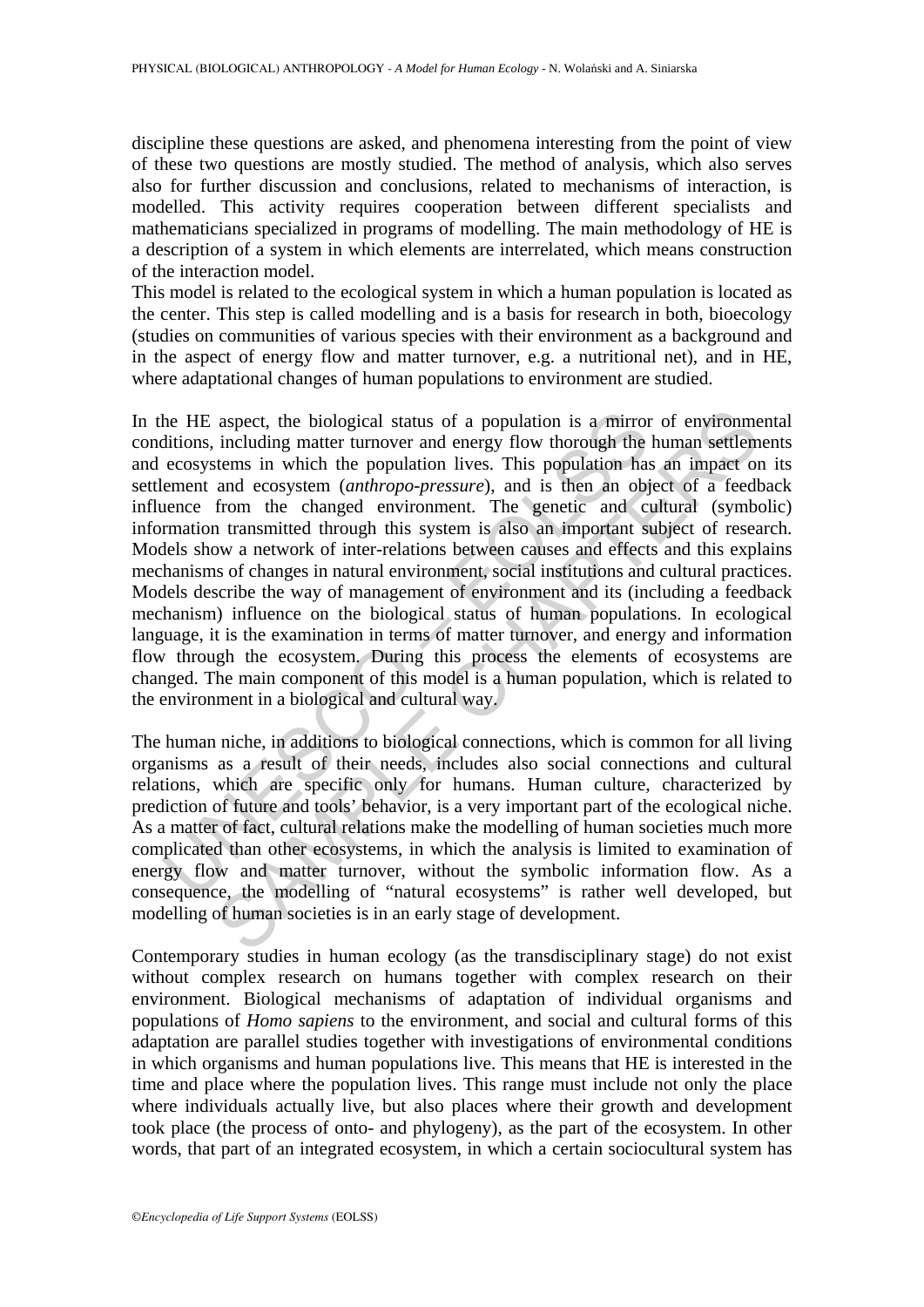discipline these questions are asked, and phenomena interesting from the point of view of these two questions are mostly studied. The method of analysis, which also serves also for further discussion and conclusions, related to mechanisms of interaction, is modelled. This activity requires cooperation between different specialists and mathematicians specialized in programs of modelling. The main methodology of HE is a description of a system in which elements are interrelated, which means construction of the interaction model.

This model is related to the ecological system in which a human population is located as the center. This step is called modelling and is a basis for research in both, bioecology (studies on communities of various species with their environment as a background and in the aspect of energy flow and matter turnover, e.g. a nutritional net), and in HE, where adaptational changes of human populations to environment are studied.

In the HE aspect, the biological status of a population is a mirror of environmental conditions, including matter turnover and energy flow thorough the human settlements and ecosystems in which the population lives. This population has an impact on its settlement and ecosystem (*anthropo-pressure*), and is then an object of a feedback influence from the changed environment. The genetic and cultural (symbolic) information transmitted through this system is also an important subject of research. Models show a network of inter-relations between causes and effects and this explains mechanisms of changes in natural environment, social institutions and cultural practices. Models describe the way of management of environment and its (including a feedback mechanism) influence on the biological status of human populations. In ecological language, it is the examination in terms of matter turnover, and energy and information flow through the ecosystem. During this process the elements of ecosystems are changed. The main component of this model is a human population, which is related to the environment in a biological and cultural way.

The human niche, in additions to biological connections, which is common for all living organisms as a result of their needs, includes also social connections and cultural relations, which are specific only for humans. Human culture, characterized by prediction of future and tools' behavior, is a very important part of the ecological niche. As a matter of fact, cultural relations make the modelling of human societies much more complicated than other ecosystems, in which the analysis is limited to examination of energy flow and matter turnover, without the symbolic information flow. As a consequence, the modelling of "natural ecosystems" is rather well developed, but modelling of human societies is in an early stage of development.

Contemporary studies in human ecology (as the transdisciplinary stage) do not exist without complex research on humans together with complex research on their environment. Biological mechanisms of adaptation of individual organisms and populations of *Homo sapiens* to the environment, and social and cultural forms of this adaptation are parallel studies together with investigations of environmental conditions in which organisms and human populations live. This means that HE is interested in the time and place where the population lives. This range must include not only the place where individuals actually live, but also places where their growth and development took place (the process of onto- and phylogeny), as the part of the ecosystem. In other words, that part of an integrated ecosystem, in which a certain sociocultural system has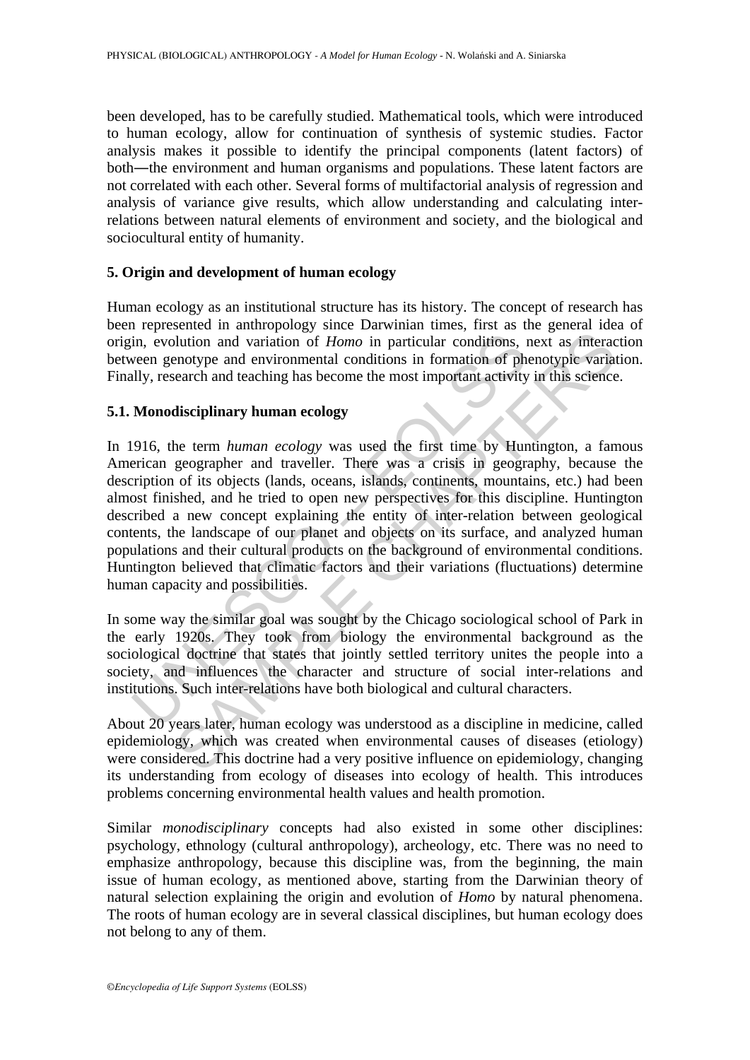been developed, has to be carefully studied. Mathematical tools, which were introduced to human ecology, allow for continuation of synthesis of systemic studies. Factor analysis makes it possible to identify the principal components (latent factors) of both—the environment and human organisms and populations. These latent factors are not correlated with each other. Several forms of multifactorial analysis of regression and analysis of variance give results, which allow understanding and calculating inter-relations between natural elements of environment and society, and the biological and sociocultural entity of humanity.

## 5. Origin and development of human ecology

Human ecology as an institutional structure has its history. The concept of research has been represented in anthropology since Darwinian times, first as the general idea of origin, evolution and variation of *Homo* in particular conditions, next as interaction between genotype and environmental conditions in formation of phenotypic variation. Finally, research and teaching has become the most important activity in this science.

### 5.1. Monodisciplinary human ecology

In 1916, the term *human ecology* was used the first time by Huntington, a famous American geographer and traveller. There was a crisis in geography, because the description of its objects (lands, oceans, islands, continents, mountains, etc.) had been almost finished, and he tried to open new perspectives for this discipline. Huntington described a new concept explaining the entity of inter-relation between geological contents, the landscape of our planet and objects on its surface, and analyzed human populations and their cultural products on the background of environmental conditions. Huntington believed that climatic factors and their variations (fluctuations) determine human capacity and possibilities.

In some way the similar goal was sought by the Chicago sociological school of Park in the early 1920s. They took from biology the environmental background as the sociological doctrine that states that jointly settled territory unites the people into a society, and influences the character and structure of social inter-relations and institutions. Such inter-relations have both biological and cultural characters.

About 20 years later, human ecology was understood as a discipline in medicine, called epidemiology, which was created when environmental causes of diseases (etiology) were considered. This doctrine had a very positive influence on epidemiology, changing its understanding from ecology of diseases into ecology of health. This introduces problems concerning environmental health values and health promotion.

Similar *monodisciplinary* concepts had also existed in some other disciplines: psychology, ethnology (cultural anthropology), archeology, etc. There was no need to emphasize anthropology, because this discipline was, from the beginning, the main issue of human ecology, as mentioned above, starting from the Darwinian theory of natural selection explaining the origin and evolution of *Homo* by natural phenomena. The roots of human ecology are in several classical disciplines, but human ecology does not belong to any of them.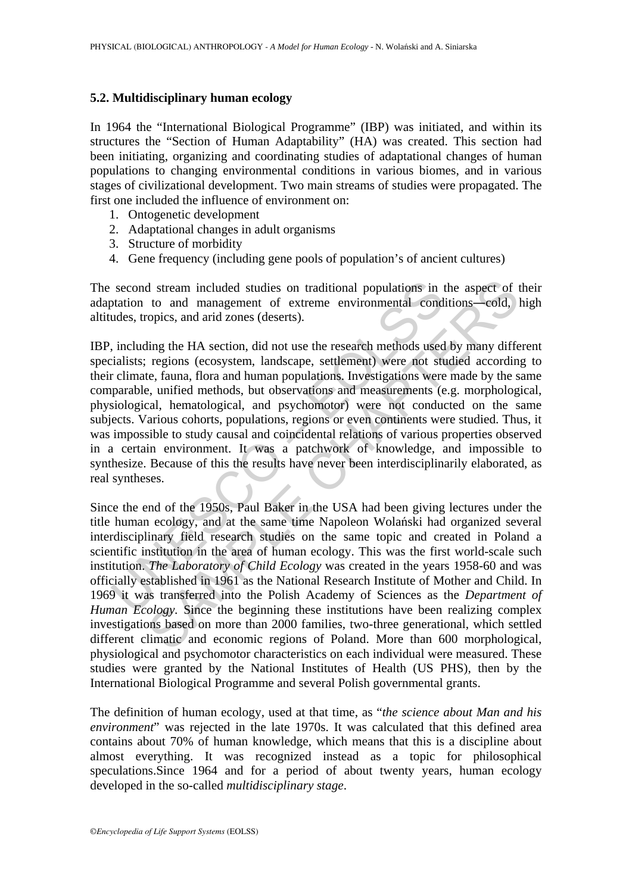### 5.2. Multidisciplinary human ecology

In 1964 the "International Biological Programme" (IBP) was initiated, and within its structures the "Section of Human Adaptability" (HA) was created. This section had been initiating, organizing and coordinating studies of adaptational changes of human populations to changing environmental conditions in various biomes, and in various stages of civilizational development. Two main streams of studies were propagated. The first one included the influence of environment on:

1. Ontogenetic development
2. Adaptational changes in adult organisms
3. Structure of morbidity
4. Gene frequency (including gene pools of population's of ancient cultures)

The second stream included studies on traditional populations in the aspect of their adaptation to and management of extreme environmental conditions—cold, high altitudes, tropics, and arid zones (deserts).

IBP, including the HA section, did not use the research methods used by many different specialists; regions (ecosystem, landscape, settlement) were not studied according to their climate, fauna, flora and human populations. Investigations were made by the same comparable, unified methods, but observations and measurements (e.g. morphological, physiological, hematological, and psychomotor) were not conducted on the same subjects. Various cohorts, populations, regions or even continents were studied. Thus, it was impossible to study causal and coincidental relations of various properties observed in a certain environment. It was a patchwork of knowledge, and impossible to synthesize. Because of this the results have never been interdisciplinarily elaborated, as real syntheses.

Since the end of the 1950s, Paul Baker in the USA had been giving lectures under the title human ecology, and at the same time Napoleon Wolański had organized several interdisciplinary field research studies on the same topic and created in Poland a scientific institution in the area of human ecology. This was the first world-scale such institution. *The Laboratory of Child Ecology* was created in the years 1958-60 and was officially established in 1961 as the National Research Institute of Mother and Child. In 1969 it was transferred into the Polish Academy of Sciences as the *Department of Human Ecology*. Since the beginning these institutions have been realizing complex investigations based on more than 2000 families, two-three generational, which settled different climatic and economic regions of Poland. More than 600 morphological, physiological and psychomotor characteristics on each individual were measured. These studies were granted by the National Institutes of Health (US PHS), then by the International Biological Programme and several Polish governmental grants.

The definition of human ecology, used at that time, as "*the science about Man and his environment*" was rejected in the late 1970s. It was calculated that this defined area contains about 70% of human knowledge, which means that this is a discipline about almost everything. It was recognized instead as a topic for philosophical speculations.Since 1964 and for a period of about twenty years, human ecology developed in the so-called *multidisciplinary stage*.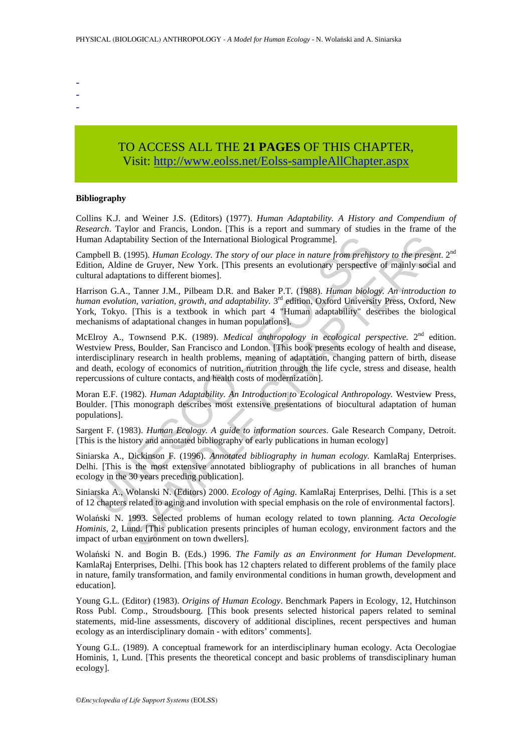-
-
-

TO ACCESS ALL THE **21 PAGES** OF THIS CHAPTER,
Visit: http://www.eolss.net/Eolss-sampleAllChapter.aspx

**Bibliography**

Collins K.J. and Weiner J.S. (Editors) (1977). *Human Adaptability. A History and Compendium of Research*. Taylor and Francis, London. [This is a report and summary of studies in the frame of the Human Adaptability Section of the International Biological Programme].

Campbell B. (1995). *Human Ecology. The story of our place in nature from prehistory to the present*. 2nd Edition, Aldine de Gruyer, New York. [This presents an evolutionary perspective of mainly social and cultural adaptations to different biomes].

Harrison G.A., Tanner J.M., Pilbeam D.R. and Baker P.T. (1988). *Human biology. An introduction to human evolution, variation, growth, and adaptability.* 3rd edition, Oxford University Press, Oxford, New York, Tokyo. [This is a textbook in which part 4 "Human adaptability" describes the biological mechanisms of adaptational changes in human populations].

McElroy A., Townsend P.K. (1989). *Medical anthropology in ecological perspective.* 2nd edition. Westview Press, Boulder, San Francisco and London. [This book presents ecology of health and disease, interdisciplinary research in health problems, meaning of adaptation, changing pattern of birth, disease and death, ecology of economics of nutrition, nutrition through the life cycle, stress and disease, health repercussions of culture contacts, and health costs of modernization].

Moran E.F. (1982). *Human Adaptability. An Introduction to Ecological Anthropology.* Westview Press, Boulder. [This monograph describes most extensive presentations of biocultural adaptation of human populations].

Sargent F. (1983). *Human Ecology. A guide to information sources*. Gale Research Company, Detroit. [This is the history and annotated bibliography of early publications in human ecology]

Siniarska A., Dickinson F. (1996). *Annotated bibliography in human ecology.* KamlaRaj Enterprises. Delhi. [This is the most extensive annotated bibliography of publications in all branches of human ecology in the 30 years preceding publication].

Siniarska A., Wolanski N. (Editors) 2000. *Ecology of Aging*. KamlaRaj Enterprises, Delhi. [This is a set of 12 chapters related to aging and involution with special emphasis on the role of environmental factors].

Wolański N. 1993. Selected problems of human ecology related to town planning. *Acta Oecologie Hominis*, 2, Lund. [This publication presents principles of human ecology, environment factors and the impact of urban environment on town dwellers].

Wolański N. and Bogin B. (Eds.) 1996. *The Family as an Environment for Human Development*. KamlaRaj Enterprises, Delhi. [This book has 12 chapters related to different problems of the family place in nature, family transformation, and family environmental conditions in human growth, development and education].

Young G.L. (Editor) (1983). *Origins of Human Ecology*. Benchmark Papers in Ecology, 12, Hutchinson Ross Publ. Comp., Stroudsbourg. [This book presents selected historical papers related to seminal statements, mid-line assessments, discovery of additional disciplines, recent perspectives and human ecology as an interdisciplinary domain - with editors' comments].

Young G.L. (1989). A conceptual framework for an interdisciplinary human ecology. Acta Oecologiae Hominis, 1, Lund. [This presents the theoretical concept and basic problems of transdisciplinary human ecology].